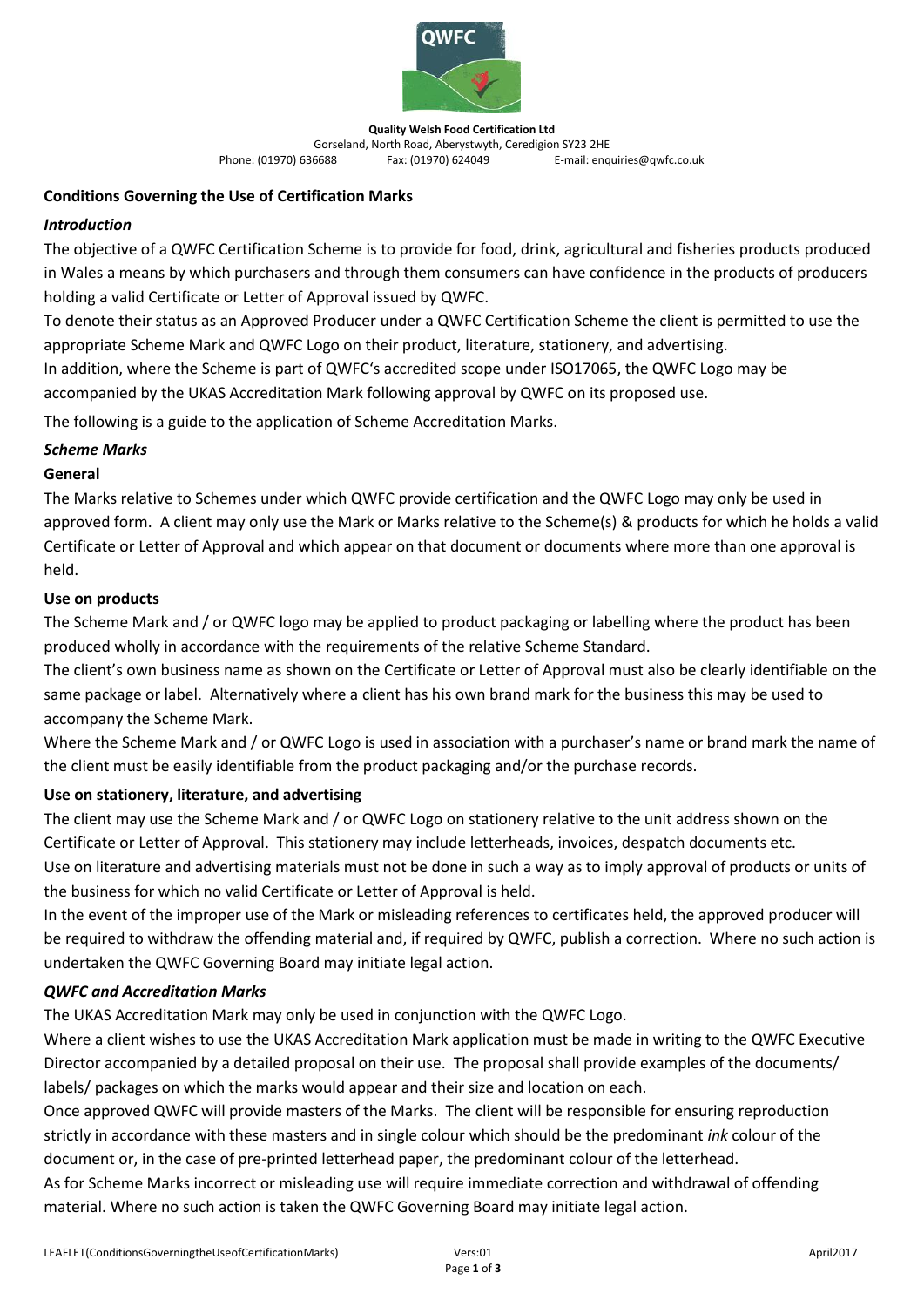**Quality Welsh Food Certification Ltd**
Gorseland, North Road, Aberystwyth, Ceredigion SY23 2HE
Phone: (01970) 636688 Fax: (01970) 624049 E-mail: enquiries@qwfc.co.uk

## Conditions Governing the Use of Certification Marks

### *Introduction*

The objective of a QWFC Certification Scheme is to provide for food, drink, agricultural and fisheries products produced in Wales a means by which purchasers and through them consumers can have confidence in the products of producers holding a valid Certificate or Letter of Approval issued by QWFC.

To denote their status as an Approved Producer under a QWFC Certification Scheme the client is permitted to use the appropriate Scheme Mark and QWFC Logo on their product, literature, stationery, and advertising.

In addition, where the Scheme is part of QWFC's accredited scope under ISO17065, the QWFC Logo may be accompanied by the UKAS Accreditation Mark following approval by QWFC on its proposed use.

The following is a guide to the application of Scheme Accreditation Marks.

### *Scheme Marks*

#### General

The Marks relative to Schemes under which QWFC provide certification and the QWFC Logo may only be used in approved form. A client may only use the Mark or Marks relative to the Scheme(s) & products for which he holds a valid Certificate or Letter of Approval and which appear on that document or documents where more than one approval is held.

#### Use on products

The Scheme Mark and / or QWFC logo may be applied to product packaging or labelling where the product has been produced wholly in accordance with the requirements of the relative Scheme Standard.

The client's own business name as shown on the Certificate or Letter of Approval must also be clearly identifiable on the same package or label. Alternatively where a client has his own brand mark for the business this may be used to accompany the Scheme Mark.

Where the Scheme Mark and / or QWFC Logo is used in association with a purchaser's name or brand mark the name of the client must be easily identifiable from the product packaging and/or the purchase records.

#### Use on stationery, literature, and advertising

The client may use the Scheme Mark and / or QWFC Logo on stationery relative to the unit address shown on the Certificate or Letter of Approval. This stationery may include letterheads, invoices, despatch documents etc.

Use on literature and advertising materials must not be done in such a way as to imply approval of products or units of the business for which no valid Certificate or Letter of Approval is held.

In the event of the improper use of the Mark or misleading references to certificates held, the approved producer will be required to withdraw the offending material and, if required by QWFC, publish a correction. Where no such action is undertaken the QWFC Governing Board may initiate legal action.

### *QWFC and Accreditation Marks*

The UKAS Accreditation Mark may only be used in conjunction with the QWFC Logo.

Where a client wishes to use the UKAS Accreditation Mark application must be made in writing to the QWFC Executive Director accompanied by a detailed proposal on their use. The proposal shall provide examples of the documents/ labels/ packages on which the marks would appear and their size and location on each.

Once approved QWFC will provide masters of the Marks. The client will be responsible for ensuring reproduction strictly in accordance with these masters and in single colour which should be the predominant *ink* colour of the document or, in the case of pre-printed letterhead paper, the predominant colour of the letterhead.

As for Scheme Marks incorrect or misleading use will require immediate correction and withdrawal of offending material. Where no such action is taken the QWFC Governing Board may initiate legal action.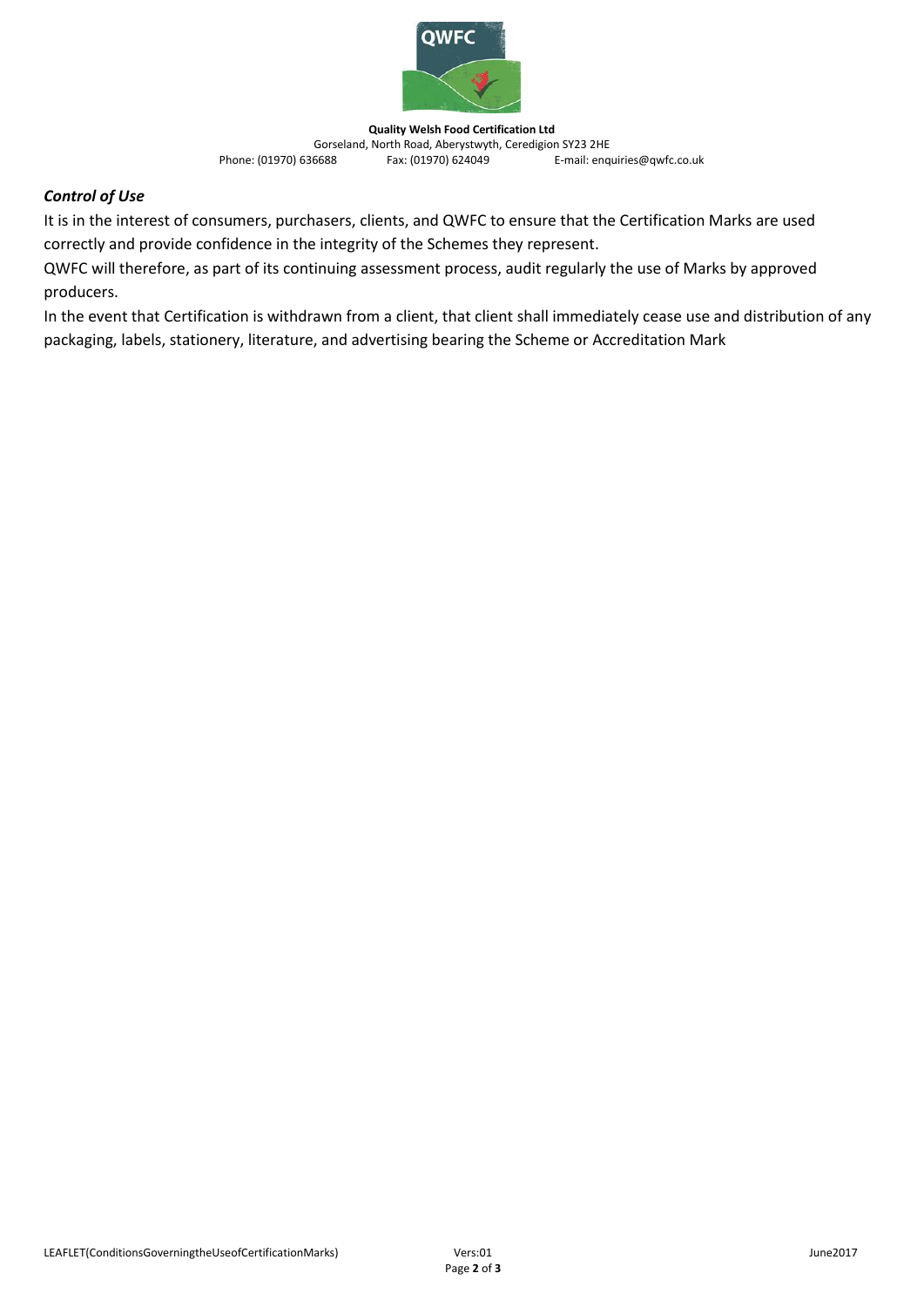### *Control of Use*

It is in the interest of consumers, purchasers, clients, and QWFC to ensure that the Certification Marks are used correctly and provide confidence in the integrity of the Schemes they represent.

QWFC will therefore, as part of its continuing assessment process, audit regularly the use of Marks by approved producers.

In the event that Certification is withdrawn from a client, that client shall immediately cease use and distribution of any packaging, labels, stationery, literature, and advertising bearing the Scheme or Accreditation Mark